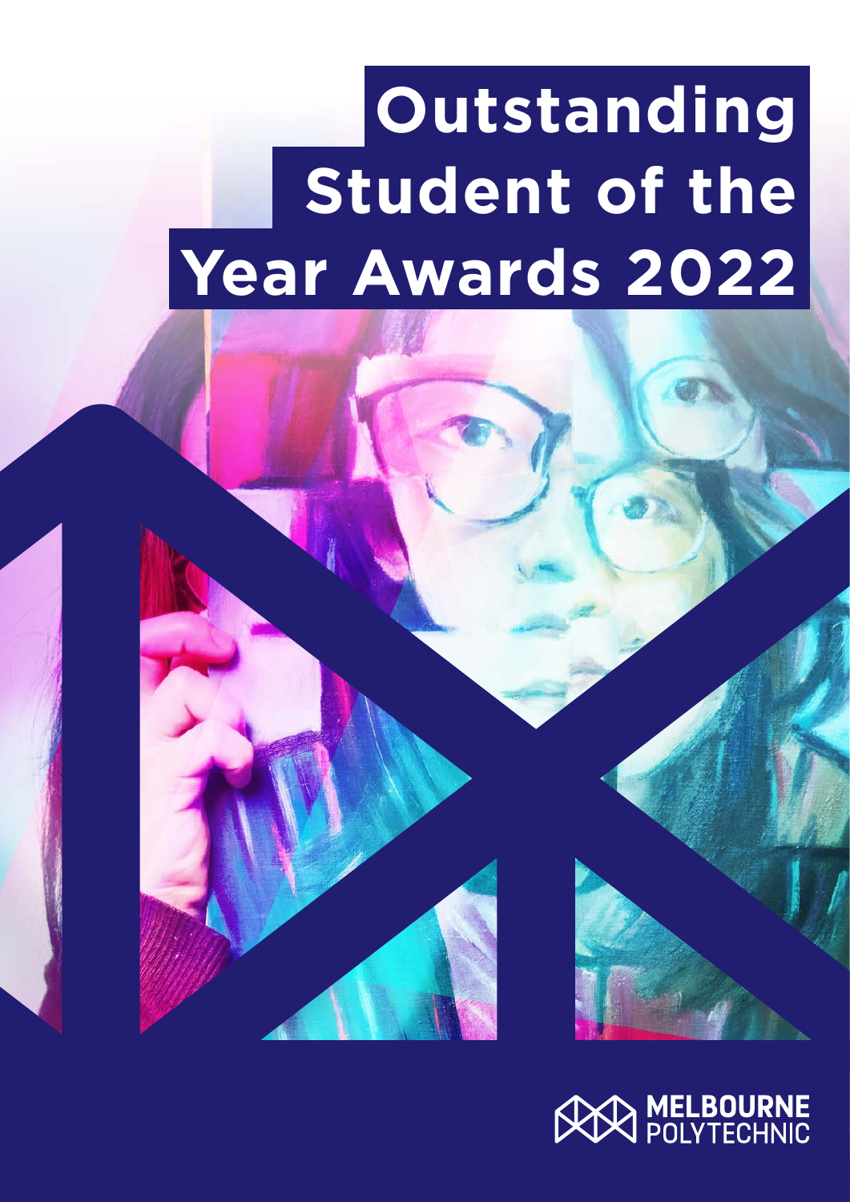# Outstanding Student of the Year Awards 2022

MELBOURNE POLYTECHNIC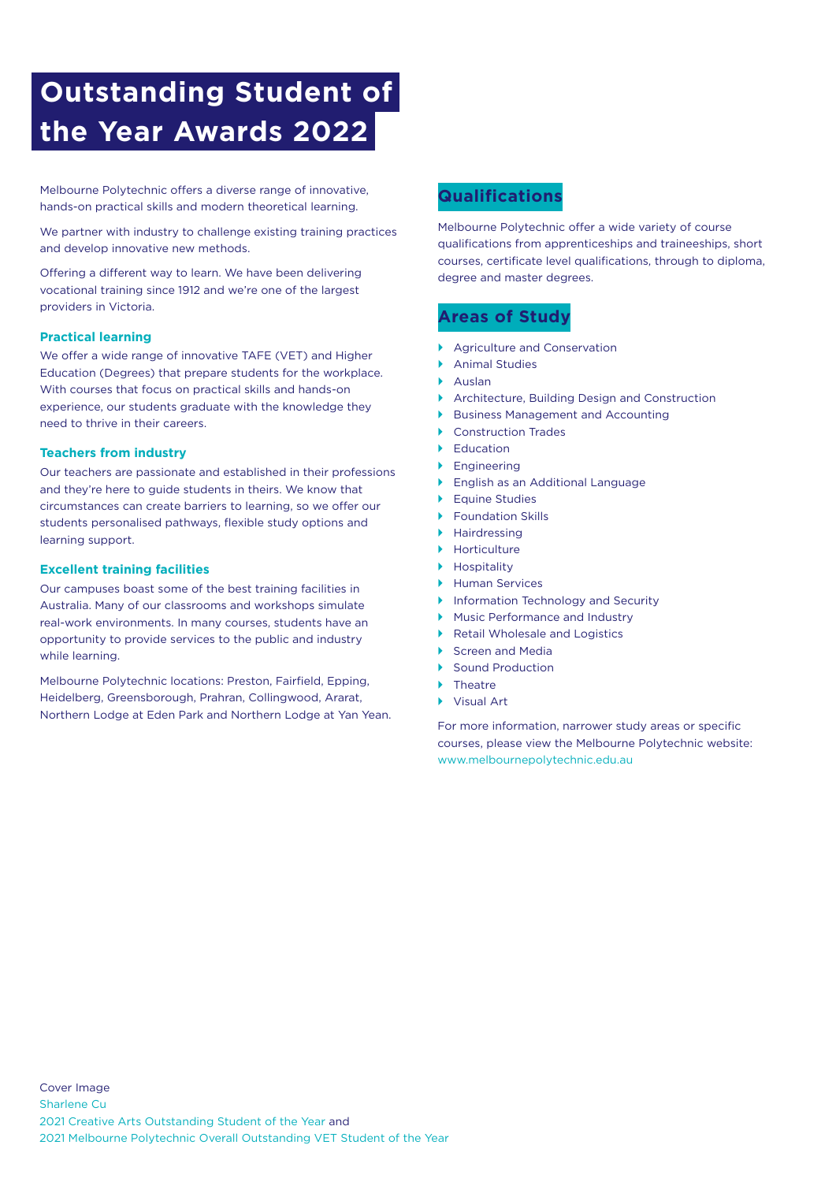# Outstanding Student of the Year Awards 2022

Melbourne Polytechnic offers a diverse range of innovative, hands-on practical skills and modern theoretical learning.

We partner with industry to challenge existing training practices and develop innovative new methods.

Offering a different way to learn. We have been delivering vocational training since 1912 and we're one of the largest providers in Victoria.

### Practical learning

We offer a wide range of innovative TAFE (VET) and Higher Education (Degrees) that prepare students for the workplace. With courses that focus on practical skills and hands-on experience, our students graduate with the knowledge they need to thrive in their careers.

### Teachers from industry

Our teachers are passionate and established in their professions and they're here to guide students in theirs. We know that circumstances can create barriers to learning, so we offer our students personalised pathways, flexible study options and learning support.

### Excellent training facilities

Our campuses boast some of the best training facilities in Australia. Many of our classrooms and workshops simulate real-work environments. In many courses, students have an opportunity to provide services to the public and industry while learning.

Melbourne Polytechnic locations: Preston, Fairfield, Epping, Heidelberg, Greensborough, Prahran, Collingwood, Ararat, Northern Lodge at Eden Park and Northern Lodge at Yan Yean.

## Qualifications

Melbourne Polytechnic offer a wide variety of course qualifications from apprenticeships and traineeships, short courses, certificate level qualifications, through to diploma, degree and master degrees.

## Areas of Study

- Agriculture and Conservation
- Animal Studies
- Auslan
- Architecture, Building Design and Construction
- Business Management and Accounting
- Construction Trades
- Education
- Engineering
- English as an Additional Language
- Equine Studies
- Foundation Skills
- Hairdressing
- Horticulture
- Hospitality
- Human Services
- Information Technology and Security
- Music Performance and Industry
- Retail Wholesale and Logistics
- Screen and Media
- Sound Production
- Theatre
- Visual Art

For more information, narrower study areas or specific courses, please view the Melbourne Polytechnic website: www.melbournepolytechnic.edu.au

Cover Image
Sharlene Cu
2021 Creative Arts Outstanding Student of the Year and
2021 Melbourne Polytechnic Overall Outstanding VET Student of the Year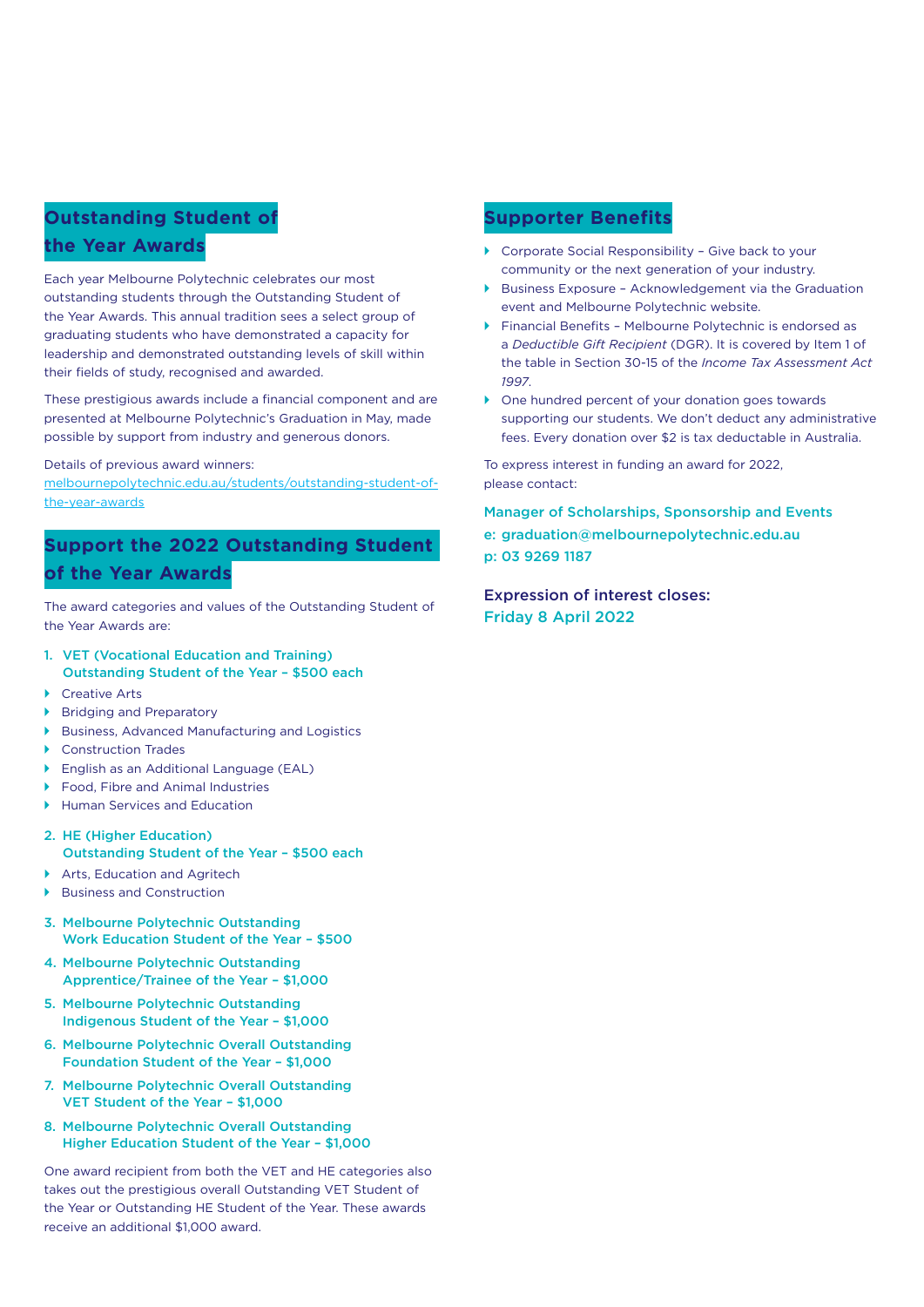## Outstanding Student of the Year Awards

Each year Melbourne Polytechnic celebrates our most outstanding students through the Outstanding Student of the Year Awards. This annual tradition sees a select group of graduating students who have demonstrated a capacity for leadership and demonstrated outstanding levels of skill within their fields of study, recognised and awarded.

These prestigious awards include a financial component and are presented at Melbourne Polytechnic's Graduation in May, made possible by support from industry and generous donors.

Details of previous award winners:
[melbournepolytechnic.edu.au/students/outstanding-student-of-the-year-awards](melbournepolytechnic.edu.au/students/outstanding-student-of-the-year-awards)

## Support the 2022 Outstanding Student of the Year Awards

The award categories and values of the Outstanding Student of the Year Awards are:

1. **VET (Vocational Education and Training) Outstanding Student of the Year – $500 each**
   - Creative Arts
   - Bridging and Preparatory
   - Business, Advanced Manufacturing and Logistics
   - Construction Trades
   - English as an Additional Language (EAL)
   - Food, Fibre and Animal Industries
   - Human Services and Education
2. **HE (Higher Education) Outstanding Student of the Year – $500 each**
   - Arts, Education and Agritech
   - Business and Construction
3. **Melbourne Polytechnic Outstanding Work Education Student of the Year – $500**
4. **Melbourne Polytechnic Outstanding Apprentice/Trainee of the Year – $1,000**
5. **Melbourne Polytechnic Outstanding Indigenous Student of the Year – $1,000**
6. **Melbourne Polytechnic Overall Outstanding Foundation Student of the Year – $1,000**
7. **Melbourne Polytechnic Overall Outstanding VET Student of the Year – $1,000**
8. **Melbourne Polytechnic Overall Outstanding Higher Education Student of the Year – $1,000**

One award recipient from both the VET and HE categories also takes out the prestigious overall Outstanding VET Student of the Year or Outstanding HE Student of the Year. These awards receive an additional $1,000 award.

## Supporter Benefits

- Corporate Social Responsibility – Give back to your community or the next generation of your industry.
- Business Exposure – Acknowledgement via the Graduation event and Melbourne Polytechnic website.
- Financial Benefits – Melbourne Polytechnic is endorsed as a *Deductible Gift Recipient* (DGR). It is covered by Item 1 of the table in Section 30-15 of the *Income Tax Assessment Act 1997*.
- One hundred percent of your donation goes towards supporting our students. We don't deduct any administrative fees. Every donation over $2 is tax deductable in Australia.

To express interest in funding an award for 2022, please contact:

**Manager of Scholarships, Sponsorship and Events**
**e: graduation@melbournepolytechnic.edu.au**
**p: 03 9269 1187**

**Expression of interest closes:**
**Friday 8 April 2022**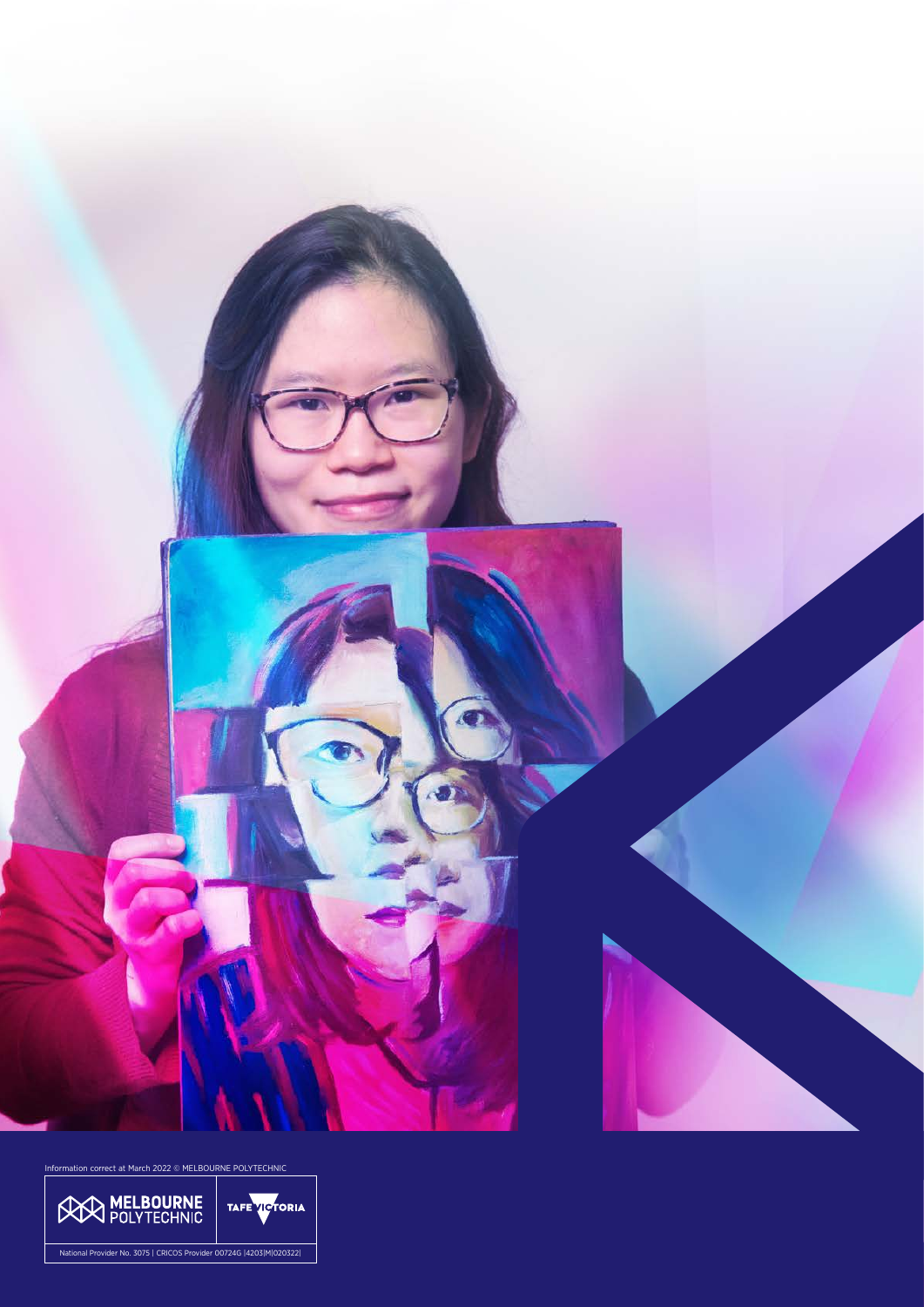Information correct at March 2022 © MELBOURNE POLYTECHNIC

MELBOURNE POLYTECHNIC

TAFE VICTORIA

National Provider No. 3075 | CRICOS Provider 00724G |4203|M|020322|